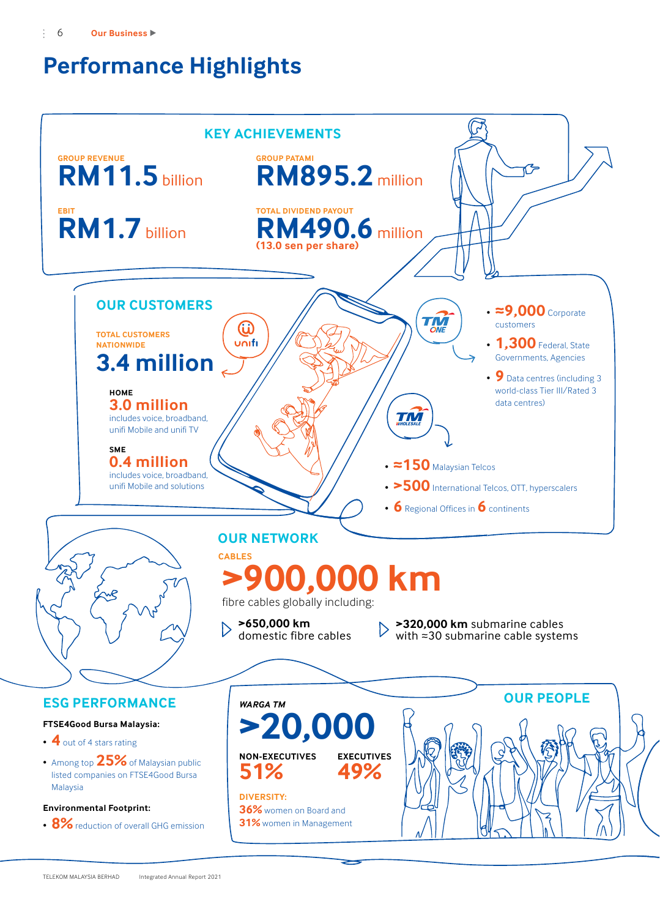# Performance Highlights

## KEY ACHIEVEMENTS

GROUP REVENUE
**RM11.5** billion

GROUP PATAMI
**RM895.2** million

EBIT
**RM1.7** billion

TOTAL DIVIDEND PAYOUT
**RM490.6** million
(13.0 sen per share)

## OUR CUSTOMERS

TOTAL CUSTOMERS NATIONWIDE
**3.4 million**

unifi

HOME
**3.0 million**
includes voice, broadband, unifi Mobile and unifi TV

SME
**0.4 million**
includes voice, broadband, unifi Mobile and solutions

TM ONE

- **≈9,000** Corporate customers
- **1,300** Federal, State Governments, Agencies
- **9** Data centres (including 3 world-class Tier III/Rated 3 data centres)

TM WHOLESALE

- **≈150** Malaysian Telcos
- **>500** International Telcos, OTT, hyperscalers
- **6** Regional Offices in **6** continents

## OUR NETWORK

CABLES
**>900,000 km**
fibre cables globally including:

- **>650,000 km** domestic fibre cables
- **>320,000 km** submarine cables with ≈30 submarine cable systems

## ESG PERFORMANCE

**FTSE4Good Bursa Malaysia:**

- **4** out of 4 stars rating
- Among top **25%** of Malaysian public listed companies on FTSE4Good Bursa Malaysia

**Environmental Footprint:**

- **8%** reduction of overall GHG emission

## OUR PEOPLE

*WARGA TM*
**>20,000**

NON-EXECUTIVES
**51%**

EXECUTIVES
**49%**

DIVERSITY:
**36%** women on Board and
**31%** women in Management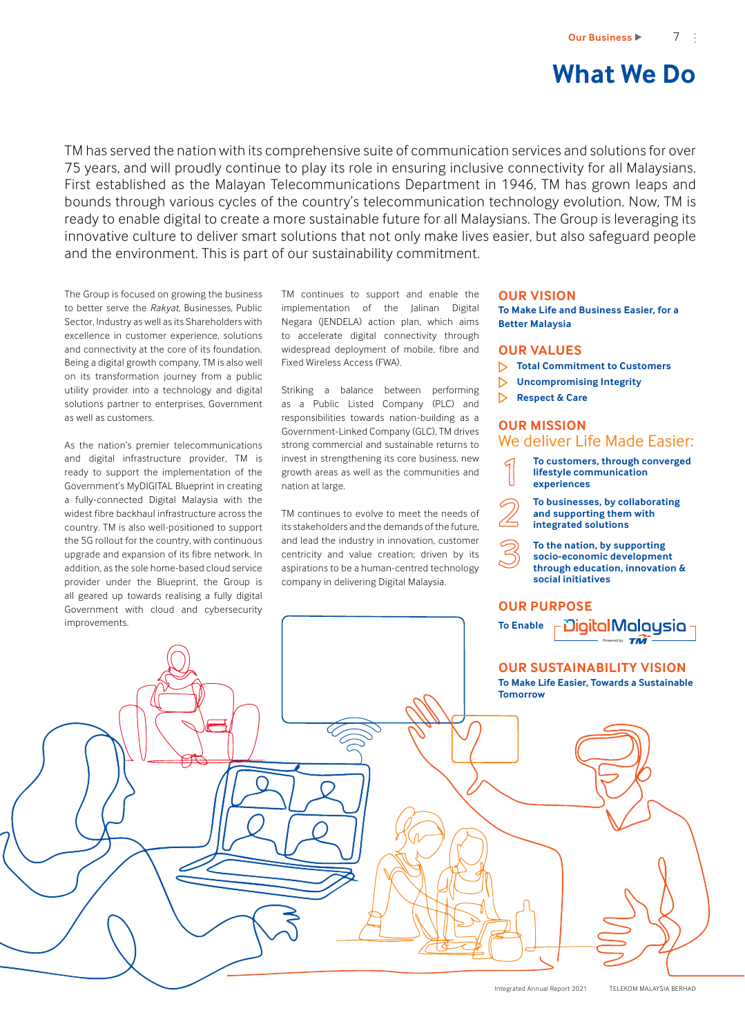# What We Do

TM has served the nation with its comprehensive suite of communication services and solutions for over 75 years, and will proudly continue to play its role in ensuring inclusive connectivity for all Malaysians. First established as the Malayan Telecommunications Department in 1946, TM has grown leaps and bounds through various cycles of the country's telecommunication technology evolution. Now, TM is ready to enable digital to create a more sustainable future for all Malaysians. The Group is leveraging its innovative culture to deliver smart solutions that not only make lives easier, but also safeguard people and the environment. This is part of our sustainability commitment.

The Group is focused on growing the business to better serve the *Rakyat*, Businesses, Public Sector, Industry as well as its Shareholders with excellence in customer experience, solutions and connectivity at the core of its foundation. Being a digital growth company, TM is also well on its transformation journey from a public utility provider into a technology and digital solutions partner to enterprises, Government as well as customers.

As the nation's premier telecommunications and digital infrastructure provider, TM is ready to support the implementation of the Government's MyDIGITAL Blueprint in creating a fully-connected Digital Malaysia with the widest fibre backhaul infrastructure across the country. TM is also well-positioned to support the 5G rollout for the country, with continuous upgrade and expansion of its fibre network. In addition, as the sole home-based cloud service provider under the Blueprint, the Group is all geared up towards realising a fully digital Government with cloud and cybersecurity improvements.

TM continues to support and enable the implementation of the Jalinan Digital Negara (JENDELA) action plan, which aims to accelerate digital connectivity through widespread deployment of mobile, fibre and Fixed Wireless Access (FWA).

Striking a balance between performing as a Public Listed Company (PLC) and responsibilities towards nation-building as a Government-Linked Company (GLC), TM drives strong commercial and sustainable returns to invest in strengthening its core business, new growth areas as well as the communities and nation at large.

TM continues to evolve to meet the needs of its stakeholders and the demands of the future, and lead the industry in innovation, customer centricity and value creation; driven by its aspirations to be a human-centred technology company in delivering Digital Malaysia.

## OUR VISION

**To Make Life and Business Easier, for a Better Malaysia**

## OUR VALUES

- **Total Commitment to Customers**
- **Uncompromising Integrity**
- **Respect & Care**

## OUR MISSION

We deliver Life Made Easier:

1. **To customers, through converged lifestyle communication experiences**
2. **To businesses, by collaborating and supporting them with integrated solutions**
3. **To the nation, by supporting socio-economic development through education, innovation & social initiatives**

## OUR PURPOSE

**To Enable** DigitalMalaysia Powered by TM

## OUR SUSTAINABILITY VISION

**To Make Life Easier, Towards a Sustainable Tomorrow**